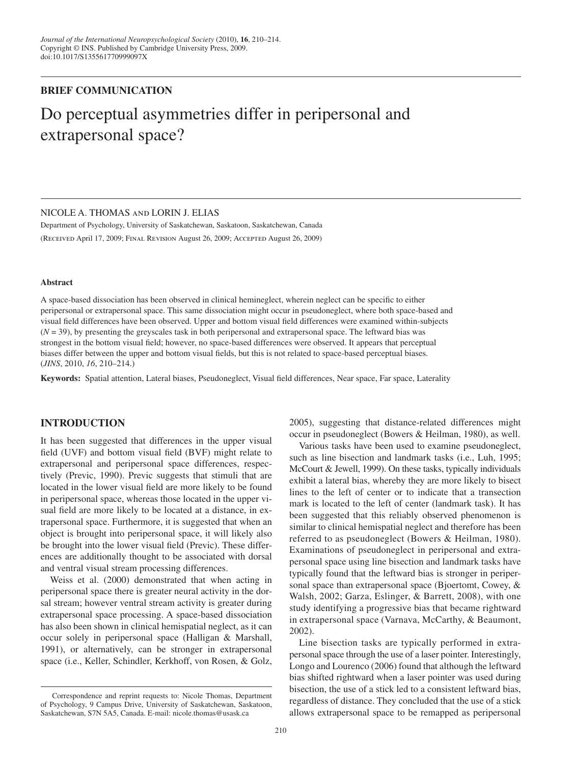**BRIEF COMMUNICATION**

# Do perceptual asymmetries differ in peripersonal and extrapersonal space?

NICOLE A. THOMAS AND LORIN J. ELIAS

Department of Psychology, University of Saskatchewan, Saskatoon, Saskatchewan, Canada

(Received April 17, 2009; Final Revision August 26, 2009; Accepted August 26, 2009)

#### Abstract

A space-based dissociation has been observed in clinical hemineglect, wherein neglect can be specific to either peripersonal or extrapersonal space. This same dissociation might occur in pseudoneglect, where both space-based and visual field differences have been observed. Upper and bottom visual field differences were examined within-subjects ($N = 39$), by presenting the greyscales task in both peripersonal and extrapersonal space. The leftward bias was strongest in the bottom visual field; however, no space-based differences were observed. It appears that perceptual biases differ between the upper and bottom visual fields, but this is not related to space-based perceptual biases. (*JINS*, 2010, *16*, 210–214.)

**Keywords:** Spatial attention, Lateral biases, Pseudoneglect, Visual field differences, Near space, Far space, Laterality

## INTRODUCTION

It has been suggested that differences in the upper visual field (UVF) and bottom visual field (BVF) might relate to extrapersonal and peripersonal space differences, respectively (Previc, 1990). Previc suggests that stimuli that are located in the lower visual field are more likely to be found in peripersonal space, whereas those located in the upper visual field are more likely to be located at a distance, in extrapersonal space. Furthermore, it is suggested that when an object is brought into peripersonal space, it will likely also be brought into the lower visual field (Previc). These differences are additionally thought to be associated with dorsal and ventral visual stream processing differences.

Weiss et al. (2000) demonstrated that when acting in peripersonal space there is greater neural activity in the dorsal stream; however ventral stream activity is greater during extrapersonal space processing. A space-based dissociation has also been shown in clinical hemispatial neglect, as it can occur solely in peripersonal space (Halligan & Marshall, 1991), or alternatively, can be stronger in extrapersonal space (i.e., Keller, Schindler, Kerkhoff, von Rosen, & Golz, 2005), suggesting that distance-related differences might occur in pseudoneglect (Bowers & Heilman, 1980), as well.

Various tasks have been used to examine pseudoneglect, such as line bisection and landmark tasks (i.e., Luh, 1995; McCourt & Jewell, 1999). On these tasks, typically individuals exhibit a lateral bias, whereby they are more likely to bisect lines to the left of center or to indicate that a transection mark is located to the left of center (landmark task). It has been suggested that this reliably observed phenomenon is similar to clinical hemispatial neglect and therefore has been referred to as pseudoneglect (Bowers & Heilman, 1980). Examinations of pseudoneglect in peripersonal and extrapersonal space using line bisection and landmark tasks have typically found that the leftward bias is stronger in peripersonal space than extrapersonal space (Bjoertomt, Cowey, & Walsh, 2002; Garza, Eslinger, & Barrett, 2008), with one study identifying a progressive bias that became rightward in extrapersonal space (Varnava, McCarthy, & Beaumont, 2002).

Line bisection tasks are typically performed in extrapersonal space through the use of a laser pointer. Interestingly, Longo and Lourenco (2006) found that although the leftward bias shifted rightward when a laser pointer was used during bisection, the use of a stick led to a consistent leftward bias, regardless of distance. They concluded that the use of a stick allows extrapersonal space to be remapped as peripersonal

Correspondence and reprint requests to: Nicole Thomas, Department of Psychology, 9 Campus Drive, University of Saskatchewan, Saskatoon, Saskatchewan, S7N 5A5, Canada. E-mail: nicole.thomas@usask.ca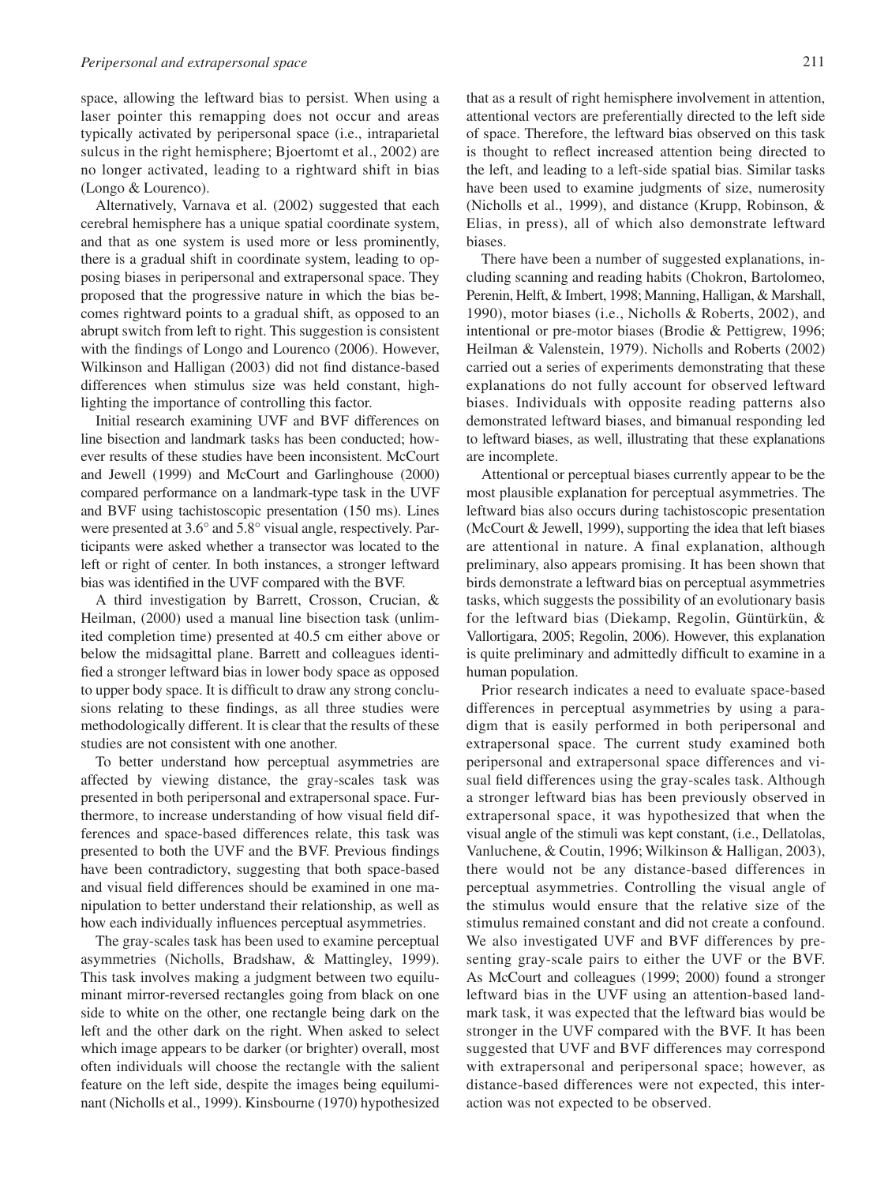space, allowing the leftward bias to persist. When using a laser pointer this remapping does not occur and areas typically activated by peripersonal space (i.e., intraparietal sulcus in the right hemisphere; Bjoertomt et al., 2002) are no longer activated, leading to a rightward shift in bias (Longo & Lourenco).

Alternatively, Varnava et al. (2002) suggested that each cerebral hemisphere has a unique spatial coordinate system, and that as one system is used more or less prominently, there is a gradual shift in coordinate system, leading to opposing biases in peripersonal and extrapersonal space. They proposed that the progressive nature in which the bias becomes rightward points to a gradual shift, as opposed to an abrupt switch from left to right. This suggestion is consistent with the findings of Longo and Lourenco (2006). However, Wilkinson and Halligan (2003) did not find distance-based differences when stimulus size was held constant, highlighting the importance of controlling this factor.

Initial research examining UVF and BVF differences on line bisection and landmark tasks has been conducted; however results of these studies have been inconsistent. McCourt and Jewell (1999) and McCourt and Garlinghouse (2000) compared performance on a landmark-type task in the UVF and BVF using tachistoscopic presentation (150 ms). Lines were presented at 3.6° and 5.8° visual angle, respectively. Participants were asked whether a transector was located to the left or right of center. In both instances, a stronger leftward bias was identified in the UVF compared with the BVF.

A third investigation by Barrett, Crosson, Crucian, & Heilman, (2000) used a manual line bisection task (unlimited completion time) presented at 40.5 cm either above or below the midsagittal plane. Barrett and colleagues identified a stronger leftward bias in lower body space as opposed to upper body space. It is difficult to draw any strong conclusions relating to these findings, as all three studies were methodologically different. It is clear that the results of these studies are not consistent with one another.

To better understand how perceptual asymmetries are affected by viewing distance, the gray-scales task was presented in both peripersonal and extrapersonal space. Furthermore, to increase understanding of how visual field differences and space-based differences relate, this task was presented to both the UVF and the BVF. Previous findings have been contradictory, suggesting that both space-based and visual field differences should be examined in one manipulation to better understand their relationship, as well as how each individually influences perceptual asymmetries.

The gray-scales task has been used to examine perceptual asymmetries (Nicholls, Bradshaw, & Mattingley, 1999). This task involves making a judgment between two equiluminant mirror-reversed rectangles going from black on one side to white on the other, one rectangle being dark on the left and the other dark on the right. When asked to select which image appears to be darker (or brighter) overall, most often individuals will choose the rectangle with the salient feature on the left side, despite the images being equiluminant (Nicholls et al., 1999). Kinsbourne (1970) hypothesized that as a result of right hemisphere involvement in attention, attentional vectors are preferentially directed to the left side of space. Therefore, the leftward bias observed on this task is thought to reflect increased attention being directed to the left, and leading to a left-side spatial bias. Similar tasks have been used to examine judgments of size, numerosity (Nicholls et al., 1999), and distance (Krupp, Robinson, & Elias, in press), all of which also demonstrate leftward biases.

There have been a number of suggested explanations, including scanning and reading habits (Chokron, Bartolomeo, Perenin, Helft, & Imbert, 1998; Manning, Halligan, & Marshall, 1990), motor biases (i.e., Nicholls & Roberts, 2002), and intentional or pre-motor biases (Brodie & Pettigrew, 1996; Heilman & Valenstein, 1979). Nicholls and Roberts (2002) carried out a series of experiments demonstrating that these explanations do not fully account for observed leftward biases. Individuals with opposite reading patterns also demonstrated leftward biases, and bimanual responding led to leftward biases, as well, illustrating that these explanations are incomplete.

Attentional or perceptual biases currently appear to be the most plausible explanation for perceptual asymmetries. The leftward bias also occurs during tachistoscopic presentation (McCourt & Jewell, 1999), supporting the idea that left biases are attentional in nature. A final explanation, although preliminary, also appears promising. It has been shown that birds demonstrate a leftward bias on perceptual asymmetries tasks, which suggests the possibility of an evolutionary basis for the leftward bias (Diekamp, Regolin, Güntürkün, & Vallortigara, 2005; Regolin, 2006). However, this explanation is quite preliminary and admittedly difficult to examine in a human population.

Prior research indicates a need to evaluate space-based differences in perceptual asymmetries by using a paradigm that is easily performed in both peripersonal and extrapersonal space. The current study examined both peripersonal and extrapersonal space differences and visual field differences using the gray-scales task. Although a stronger leftward bias has been previously observed in extrapersonal space, it was hypothesized that when the visual angle of the stimuli was kept constant, (i.e., Dellatolas, Vanluchene, & Coutin, 1996; Wilkinson & Halligan, 2003), there would not be any distance-based differences in perceptual asymmetries. Controlling the visual angle of the stimulus would ensure that the relative size of the stimulus remained constant and did not create a confound. We also investigated UVF and BVF differences by presenting gray-scale pairs to either the UVF or the BVF. As McCourt and colleagues (1999; 2000) found a stronger leftward bias in the UVF using an attention-based landmark task, it was expected that the leftward bias would be stronger in the UVF compared with the BVF. It has been suggested that UVF and BVF differences may correspond with extrapersonal and peripersonal space; however, as distance-based differences were not expected, this interaction was not expected to be observed.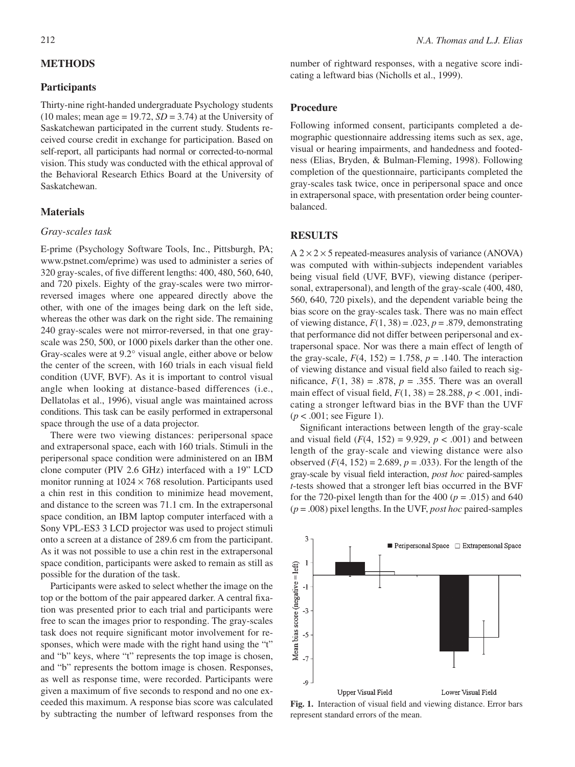## METHODS

### Participants

Thirty-nine right-handed undergraduate Psychology students (10 males; mean age = 19.72, *SD* = 3.74) at the University of Saskatchewan participated in the current study. Students received course credit in exchange for participation. Based on self-report, all participants had normal or corrected-to-normal vision. This study was conducted with the ethical approval of the Behavioral Research Ethics Board at the University of Saskatchewan.

### Materials

#### *Gray-scales task*

E-prime (Psychology Software Tools, Inc., Pittsburgh, PA; www.pstnet.com/eprime) was used to administer a series of 320 gray-scales, of five different lengths: 400, 480, 560, 640, and 720 pixels. Eighty of the gray-scales were two mirror-reversed images where one appeared directly above the other, with one of the images being dark on the left side, whereas the other was dark on the right side. The remaining 240 gray-scales were not mirror-reversed, in that one gray-scale was 250, 500, or 1000 pixels darker than the other one. Gray-scales were at 9.2° visual angle, either above or below the center of the screen, with 160 trials in each visual field condition (UVF, BVF). As it is important to control visual angle when looking at distance-based differences (i.e., Dellatolas et al., 1996), visual angle was maintained across conditions. This task can be easily performed in extrapersonal space through the use of a data projector.

There were two viewing distances: peripersonal space and extrapersonal space, each with 160 trials. Stimuli in the peripersonal space condition were administered on an IBM clone computer (PIV 2.6 GHz) interfaced with a 19" LCD monitor running at $1024 \times 768$ resolution. Participants used a chin rest in this condition to minimize head movement, and distance to the screen was 71.1 cm. In the extrapersonal space condition, an IBM laptop computer interfaced with a Sony VPL-ES3 3 LCD projector was used to project stimuli onto a screen at a distance of 289.6 cm from the participant. As it was not possible to use a chin rest in the extrapersonal space condition, participants were asked to remain as still as possible for the duration of the task.

Participants were asked to select whether the image on the top or the bottom of the pair appeared darker. A central fixation was presented prior to each trial and participants were free to scan the images prior to responding. The gray-scales task does not require significant motor involvement for responses, which were made with the right hand using the "t" and "b" keys, where "t" represents the top image is chosen, and "b" represents the bottom image is chosen. Responses, as well as response time, were recorded. Participants were given a maximum of five seconds to respond and no one exceeded this maximum. A response bias score was calculated by subtracting the number of leftward responses from the number of rightward responses, with a negative score indicating a leftward bias (Nicholls et al., 1999).

### Procedure

Following informed consent, participants completed a demographic questionnaire addressing items such as sex, age, visual or hearing impairments, and handedness and footedness (Elias, Bryden, & Bulman-Fleming, 1998). Following completion of the questionnaire, participants completed the gray-scales task twice, once in peripersonal space and once in extrapersonal space, with presentation order being counterbalanced.

## RESULTS

A $2 \times 2 \times 5$ repeated-measures analysis of variance (ANOVA) was computed with within-subjects independent variables being visual field (UVF, BVF), viewing distance (peripersonal, extrapersonal), and length of the gray-scale (400, 480, 560, 640, 720 pixels), and the dependent variable being the bias score on the gray-scales task. There was no main effect of viewing distance, $F(1, 38) = .023$, $p = .879$, demonstrating that performance did not differ between peripersonal and extrapersonal space. Nor was there a main effect of length of the gray-scale, $F(4, 152) = 1.758$, $p = .140$. The interaction of viewing distance and visual field also failed to reach significance, $F(1, 38) = .878$, $p = .355$. There was an overall main effect of visual field, $F(1, 38) = 28.288$, $p < .001$, indicating a stronger leftward bias in the BVF than the UVF ($p < .001$; see Figure 1).

Significant interactions between length of the gray-scale and visual field ($F(4, 152) = 9.929$, $p < .001$) and between length of the gray-scale and viewing distance were also observed ($F(4, 152) = 2.689$, $p = .033$). For the length of the gray-scale by visual field interaction, *post hoc* paired-samples *t*-tests showed that a stronger left bias occurred in the BVF for the 720-pixel length than for the 400 ($p = .015$) and 640 ($p = .008$) pixel lengths. In the UVF, *post hoc* paired-samples

**Fig. 1.** Interaction of visual field and viewing distance. Error bars represent standard errors of the mean.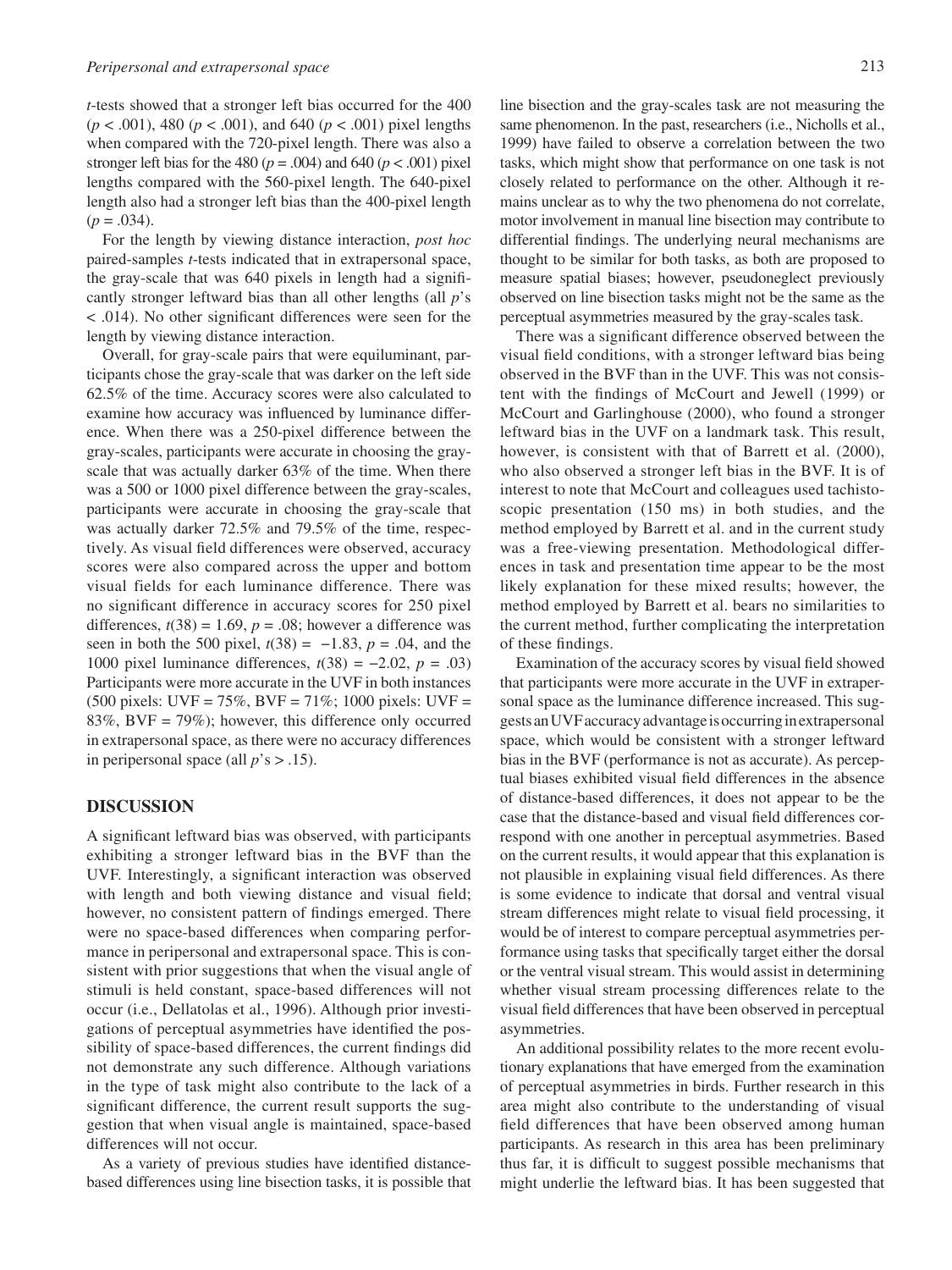*t*-tests showed that a stronger left bias occurred for the 400 ($p < .001$), 480 ($p < .001$), and 640 ($p < .001$) pixel lengths when compared with the 720-pixel length. There was also a stronger left bias for the 480 ($p = .004$) and 640 ($p < .001$) pixel lengths compared with the 560-pixel length. The 640-pixel length also had a stronger left bias than the 400-pixel length ($p = .034$).

For the length by viewing distance interaction, *post hoc* paired-samples *t*-tests indicated that in extrapersonal space, the gray-scale that was 640 pixels in length had a significantly stronger leftward bias than all other lengths (all $p$'s $< .014$). No other significant differences were seen for the length by viewing distance interaction.

Overall, for gray-scale pairs that were equiluminant, participants chose the gray-scale that was darker on the left side 62.5% of the time. Accuracy scores were also calculated to examine how accuracy was influenced by luminance difference. When there was a 250-pixel difference between the gray-scales, participants were accurate in choosing the gray-scale that was actually darker 63% of the time. When there was a 500 or 1000 pixel difference between the gray-scales, participants were accurate in choosing the gray-scale that was actually darker 72.5% and 79.5% of the time, respectively. As visual field differences were observed, accuracy scores were also compared across the upper and bottom visual fields for each luminance difference. There was no significant difference in accuracy scores for 250 pixel differences, $t(38) = 1.69$, $p = .08$; however a difference was seen in both the 500 pixel, $t(38) = -1.83$, $p = .04$, and the 1000 pixel luminance differences, $t(38) = -2.02$, $p = .03$) Participants were more accurate in the UVF in both instances (500 pixels: UVF = 75%, BVF = 71%; 1000 pixels: UVF = 83%, BVF = 79%); however, this difference only occurred in extrapersonal space, as there were no accuracy differences in peripersonal space (all $p$'s $> .15$).

## DISCUSSION

A significant leftward bias was observed, with participants exhibiting a stronger leftward bias in the BVF than the UVF. Interestingly, a significant interaction was observed with length and both viewing distance and visual field; however, no consistent pattern of findings emerged. There were no space-based differences when comparing performance in peripersonal and extrapersonal space. This is consistent with prior suggestions that when the visual angle of stimuli is held constant, space-based differences will not occur (i.e., Dellatolas et al., 1996). Although prior investigations of perceptual asymmetries have identified the possibility of space-based differences, the current findings did not demonstrate any such difference. Although variations in the type of task might also contribute to the lack of a significant difference, the current result supports the suggestion that when visual angle is maintained, space-based differences will not occur.

As a variety of previous studies have identified distance-based differences using line bisection tasks, it is possible that line bisection and the gray-scales task are not measuring the same phenomenon. In the past, researchers (i.e., Nicholls et al., 1999) have failed to observe a correlation between the two tasks, which might show that performance on one task is not closely related to performance on the other. Although it remains unclear as to why the two phenomena do not correlate, motor involvement in manual line bisection may contribute to differential findings. The underlying neural mechanisms are thought to be similar for both tasks, as both are proposed to measure spatial biases; however, pseudoneglect previously observed on line bisection tasks might not be the same as the perceptual asymmetries measured by the gray-scales task.

There was a significant difference observed between the visual field conditions, with a stronger leftward bias being observed in the BVF than in the UVF. This was not consistent with the findings of McCourt and Jewell (1999) or McCourt and Garlinghouse (2000), who found a stronger leftward bias in the UVF on a landmark task. This result, however, is consistent with that of Barrett et al. (2000), who also observed a stronger left bias in the BVF. It is of interest to note that McCourt and colleagues used tachistoscopic presentation (150 ms) in both studies, and the method employed by Barrett et al. and in the current study was a free-viewing presentation. Methodological differences in task and presentation time appear to be the most likely explanation for these mixed results; however, the method employed by Barrett et al. bears no similarities to the current method, further complicating the interpretation of these findings.

Examination of the accuracy scores by visual field showed that participants were more accurate in the UVF in extrapersonal space as the luminance difference increased. This suggests an UVF accuracy advantage is occurring in extrapersonal space, which would be consistent with a stronger leftward bias in the BVF (performance is not as accurate). As perceptual biases exhibited visual field differences in the absence of distance-based differences, it does not appear to be the case that the distance-based and visual field differences correspond with one another in perceptual asymmetries. Based on the current results, it would appear that this explanation is not plausible in explaining visual field differences. As there is some evidence to indicate that dorsal and ventral visual stream differences might relate to visual field processing, it would be of interest to compare perceptual asymmetries performance using tasks that specifically target either the dorsal or the ventral visual stream. This would assist in determining whether visual stream processing differences relate to the visual field differences that have been observed in perceptual asymmetries.

An additional possibility relates to the more recent evolutionary explanations that have emerged from the examination of perceptual asymmetries in birds. Further research in this area might also contribute to the understanding of visual field differences that have been observed among human participants. As research in this area has been preliminary thus far, it is difficult to suggest possible mechanisms that might underlie the leftward bias. It has been suggested that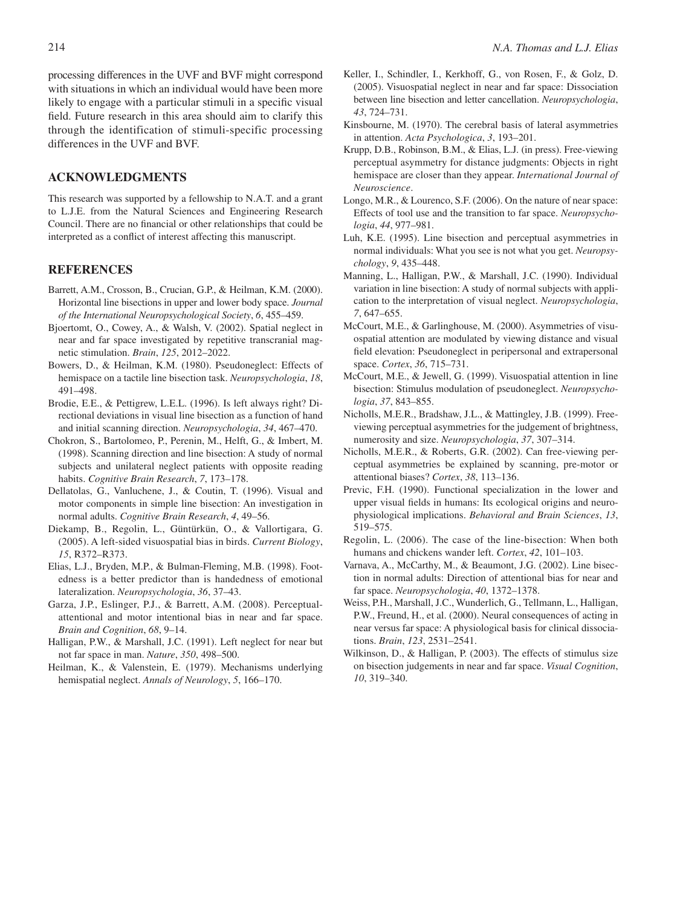processing differences in the UVF and BVF might correspond with situations in which an individual would have been more likely to engage with a particular stimuli in a specific visual field. Future research in this area should aim to clarify this through the identification of stimuli-specific processing differences in the UVF and BVF.

## ACKNOWLEDGMENTS

This research was supported by a fellowship to N.A.T. and a grant to L.J.E. from the Natural Sciences and Engineering Research Council. There are no financial or other relationships that could be interpreted as a conflict of interest affecting this manuscript.

## REFERENCES

Barrett, A.M., Crosson, B., Crucian, G.P., & Heilman, K.M. (2000). Horizontal line bisections in upper and lower body space. *Journal of the International Neuropsychological Society*, *6*, 455–459.

Bjoertomt, O., Cowey, A., & Walsh, V. (2002). Spatial neglect in near and far space investigated by repetitive transcranial magnetic stimulation. *Brain*, *125*, 2012–2022.

Bowers, D., & Heilman, K.M. (1980). Pseudoneglect: Effects of hemispace on a tactile line bisection task. *Neuropsychologia*, *18*, 491–498.

Brodie, E.E., & Pettigrew, L.E.L. (1996). Is left always right? Directional deviations in visual line bisection as a function of hand and initial scanning direction. *Neuropsychologia*, *34*, 467–470.

Chokron, S., Bartolomeo, P., Perenin, M., Helft, G., & Imbert, M. (1998). Scanning direction and line bisection: A study of normal subjects and unilateral neglect patients with opposite reading habits. *Cognitive Brain Research*, *7*, 173–178.

Dellatolas, G., Vanluchene, J., & Coutin, T. (1996). Visual and motor components in simple line bisection: An investigation in normal adults. *Cognitive Brain Research*, *4*, 49–56.

Diekamp, B., Regolin, L., Güntürkün, O., & Vallortigara, G. (2005). A left-sided visuospatial bias in birds. *Current Biology*, *15*, R372–R373.

Elias, L.J., Bryden, M.P., & Bulman-Fleming, M.B. (1998). Footedness is a better predictor than is handedness of emotional lateralization. *Neuropsychologia*, *36*, 37–43.

Garza, J.P., Eslinger, P.J., & Barrett, A.M. (2008). Perceptual-attentional and motor intentional bias in near and far space. *Brain and Cognition*, *68*, 9–14.

Halligan, P.W., & Marshall, J.C. (1991). Left neglect for near but not far space in man. *Nature*, *350*, 498–500.

Heilman, K., & Valenstein, E. (1979). Mechanisms underlying hemispatial neglect. *Annals of Neurology*, *5*, 166–170.

Keller, I., Schindler, I., Kerkhoff, G., von Rosen, F., & Golz, D. (2005). Visuospatial neglect in near and far space: Dissociation between line bisection and letter cancellation. *Neuropsychologia*, *43*, 724–731.

Kinsbourne, M. (1970). The cerebral basis of lateral asymmetries in attention. *Acta Psychologica*, *3*, 193–201.

Krupp, D.B., Robinson, B.M., & Elias, L.J. (in press). Free-viewing perceptual asymmetry for distance judgments: Objects in right hemispace are closer than they appear. *International Journal of Neuroscience*.

Longo, M.R., & Lourenco, S.F. (2006). On the nature of near space: Effects of tool use and the transition to far space. *Neuropsychologia*, *44*, 977–981.

Luh, K.E. (1995). Line bisection and perceptual asymmetries in normal individuals: What you see is not what you get. *Neuropsychology*, *9*, 435–448.

Manning, L., Halligan, P.W., & Marshall, J.C. (1990). Individual variation in line bisection: A study of normal subjects with application to the interpretation of visual neglect. *Neuropsychologia*, *7*, 647–655.

McCourt, M.E., & Garlinghouse, M. (2000). Asymmetries of visuospatial attention are modulated by viewing distance and visual field elevation: Pseudoneglect in peripersonal and extrapersonal space. *Cortex*, *36*, 715–731.

McCourt, M.E., & Jewell, G. (1999). Visuospatial attention in line bisection: Stimulus modulation of pseudoneglect. *Neuropsychologia*, *37*, 843–855.

Nicholls, M.E.R., Bradshaw, J.L., & Mattingley, J.B. (1999). Free-viewing perceptual asymmetries for the judgement of brightness, numerosity and size. *Neuropsychologia*, *37*, 307–314.

Nicholls, M.E.R., & Roberts, G.R. (2002). Can free-viewing perceptual asymmetries be explained by scanning, pre-motor or attentional biases? *Cortex*, *38*, 113–136.

Previc, F.H. (1990). Functional specialization in the lower and upper visual fields in humans: Its ecological origins and neurophysiological implications. *Behavioral and Brain Sciences*, *13*, 519–575.

Regolin, L. (2006). The case of the line-bisection: When both humans and chickens wander left. *Cortex*, *42*, 101–103.

Varnava, A., McCarthy, M., & Beaumont, J.G. (2002). Line bisection in normal adults: Direction of attentional bias for near and far space. *Neuropsychologia*, *40*, 1372–1378.

Weiss, P.H., Marshall, J.C., Wunderlich, G., Tellmann, L., Halligan, P.W., Freund, H., et al. (2000). Neural consequences of acting in near versus far space: A physiological basis for clinical dissociations. *Brain*, *123*, 2531–2541.

Wilkinson, D., & Halligan, P. (2003). The effects of stimulus size on bisection judgements in near and far space. *Visual Cognition*, *10*, 319–340.